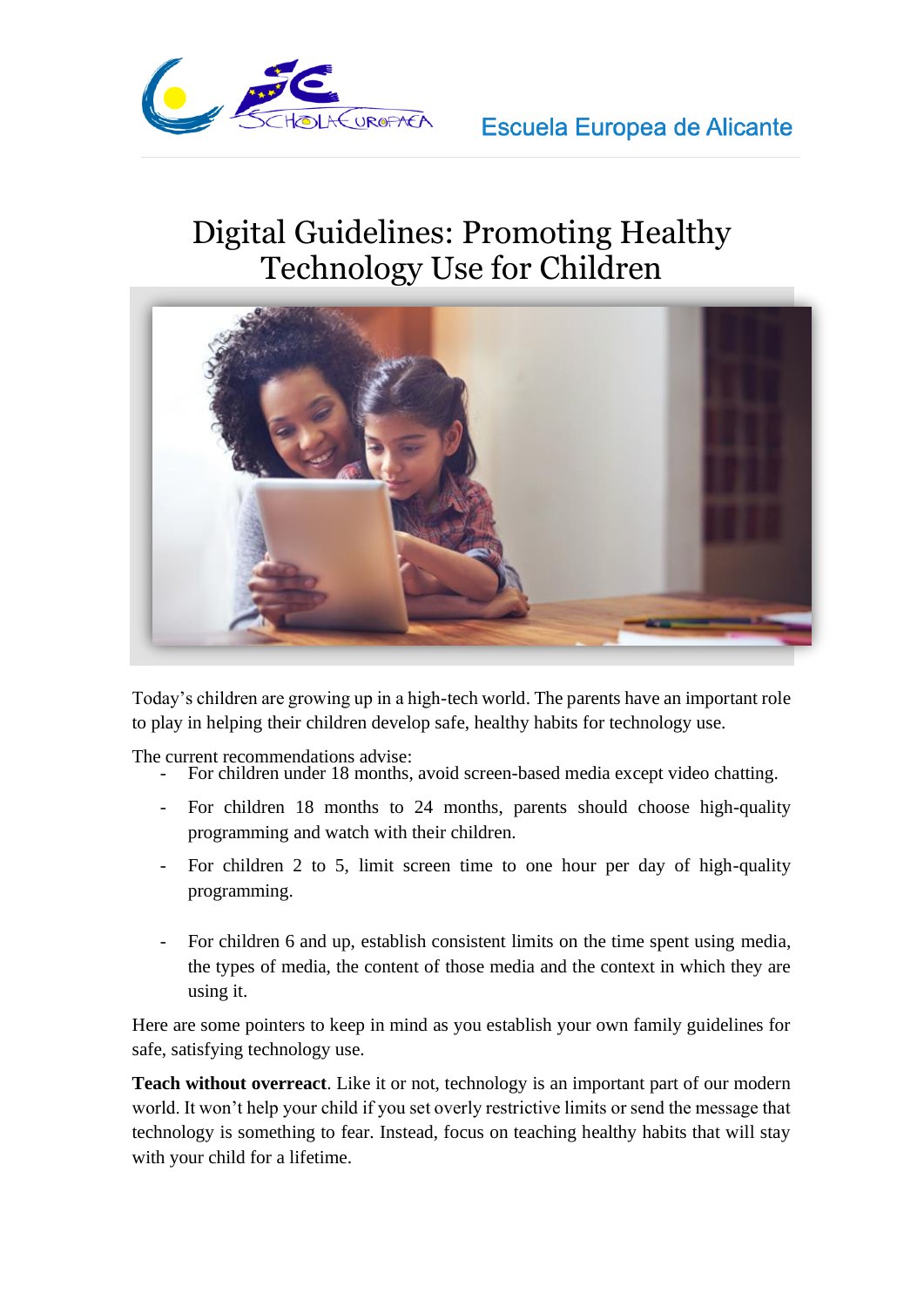Escuela Europea de Alicante

# Digital Guidelines: Promoting Healthy Technology Use for Children

Today's children are growing up in a high-tech world. The parents have an important role to play in helping their children develop safe, healthy habits for technology use.

The current recommendations advise:

- For children under 18 months, avoid screen-based media except video chatting.
- For children 18 months to 24 months, parents should choose high-quality programming and watch with their children.
- For children 2 to 5, limit screen time to one hour per day of high-quality programming.
- For children 6 and up, establish consistent limits on the time spent using media, the types of media, the content of those media and the context in which they are using it.

Here are some pointers to keep in mind as you establish your own family guidelines for safe, satisfying technology use.

**Teach without overreact**. Like it or not, technology is an important part of our modern world. It won't help your child if you set overly restrictive limits or send the message that technology is something to fear. Instead, focus on teaching healthy habits that will stay with your child for a lifetime.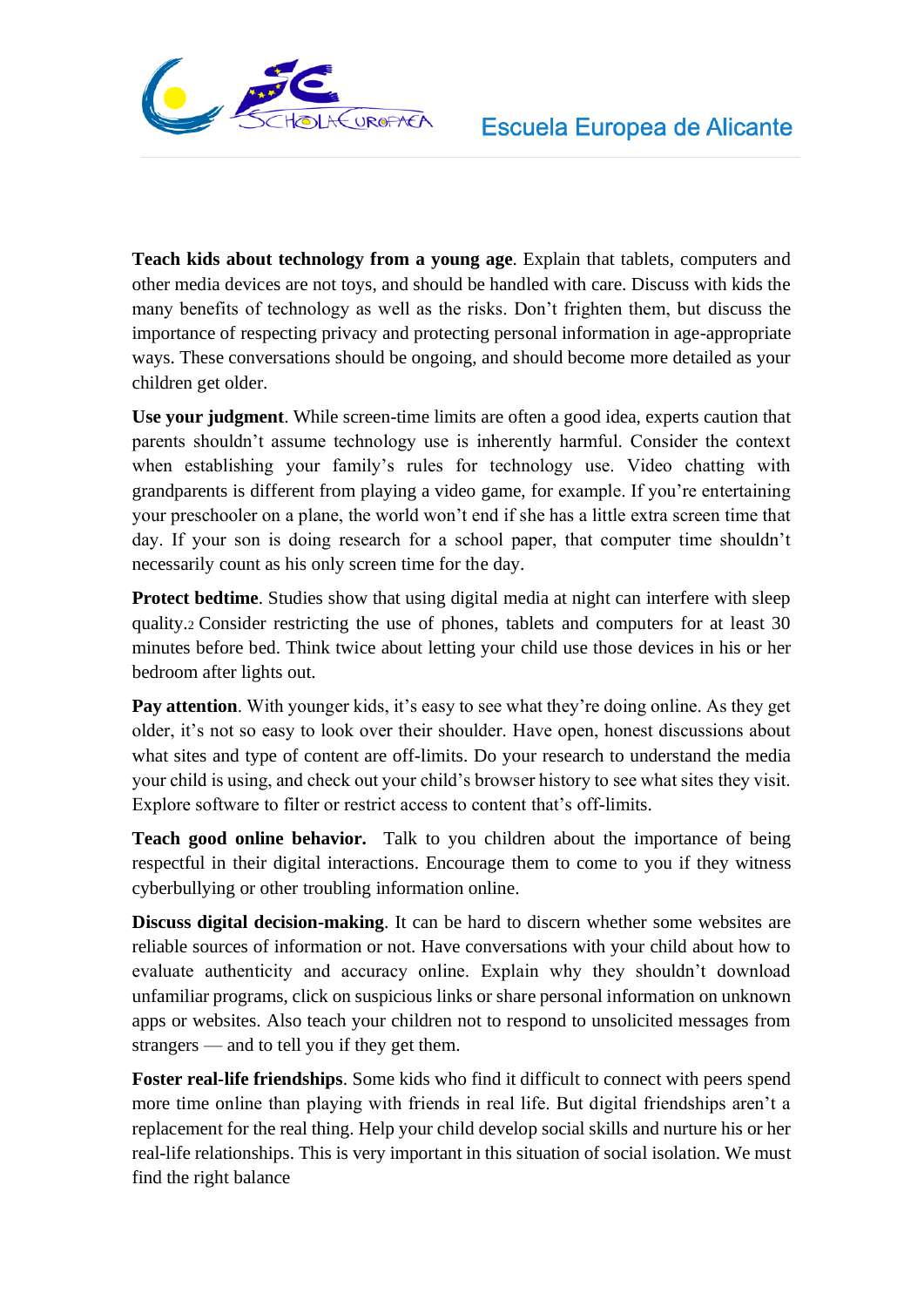**Teach kids about technology from a young age**. Explain that tablets, computers and other media devices are not toys, and should be handled with care. Discuss with kids the many benefits of technology as well as the risks. Don't frighten them, but discuss the importance of respecting privacy and protecting personal information in age-appropriate ways. These conversations should be ongoing, and should become more detailed as your children get older.

**Use your judgment**. While screen-time limits are often a good idea, experts caution that parents shouldn't assume technology use is inherently harmful. Consider the context when establishing your family's rules for technology use. Video chatting with grandparents is different from playing a video game, for example. If you're entertaining your preschooler on a plane, the world won't end if she has a little extra screen time that day. If your son is doing research for a school paper, that computer time shouldn't necessarily count as his only screen time for the day.

**Protect bedtime**. Studies show that using digital media at night can interfere with sleep quality.[2] Consider restricting the use of phones, tablets and computers for at least 30 minutes before bed. Think twice about letting your child use those devices in his or her bedroom after lights out.

**Pay attention**. With younger kids, it's easy to see what they're doing online. As they get older, it's not so easy to look over their shoulder. Have open, honest discussions about what sites and type of content are off-limits. Do your research to understand the media your child is using, and check out your child's browser history to see what sites they visit. Explore software to filter or restrict access to content that's off-limits.

**Teach good online behavior.** Talk to you children about the importance of being respectful in their digital interactions. Encourage them to come to you if they witness cyberbullying or other troubling information online.

**Discuss digital decision-making**. It can be hard to discern whether some websites are reliable sources of information or not. Have conversations with your child about how to evaluate authenticity and accuracy online. Explain why they shouldn't download unfamiliar programs, click on suspicious links or share personal information on unknown apps or websites. Also teach your children not to respond to unsolicited messages from strangers — and to tell you if they get them.

**Foster real-life friendships**. Some kids who find it difficult to connect with peers spend more time online than playing with friends in real life. But digital friendships aren't a replacement for the real thing. Help your child develop social skills and nurture his or her real-life relationships. This is very important in this situation of social isolation. We must find the right balance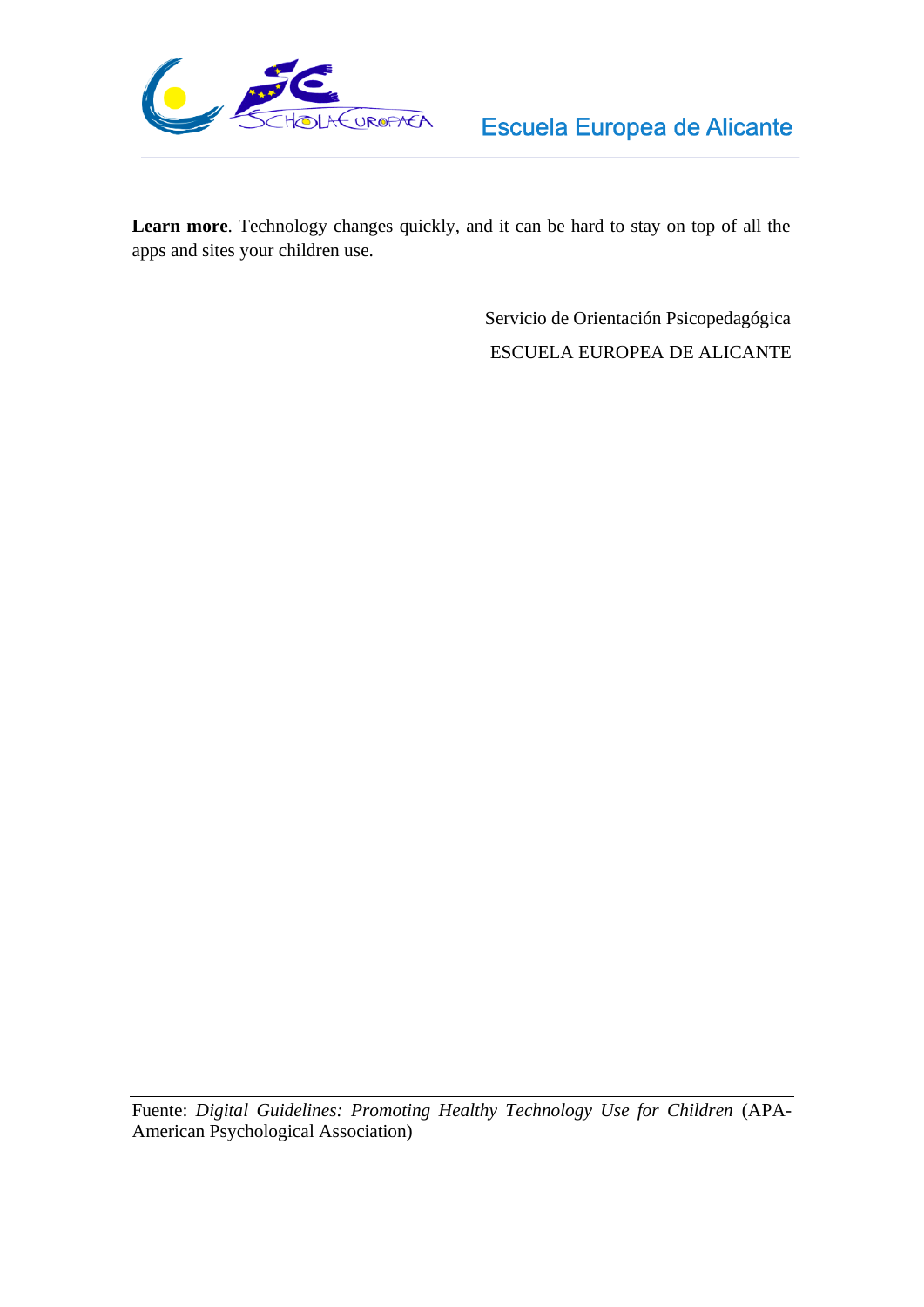**Learn more**. Technology changes quickly, and it can be hard to stay on top of all the apps and sites your children use.

Servicio de Orientación Psicopedagógica

ESCUELA EUROPEA DE ALICANTE

---

Fuente: *Digital Guidelines: Promoting Healthy Technology Use for Children* (APA-American Psychological Association)